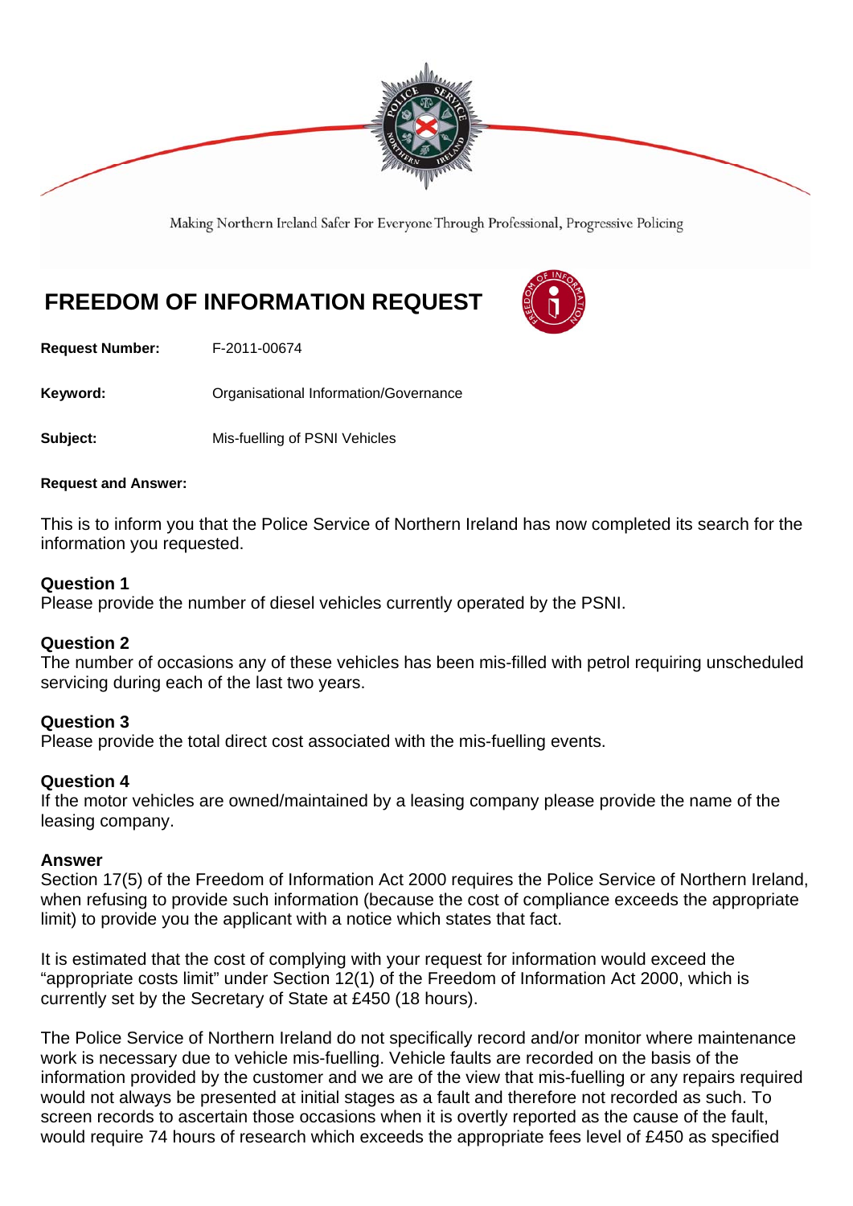Making Northern Ireland Safer For Everyone Through Professional, Progressive Policing

# FREEDOM OF INFORMATION REQUEST

**Request Number:** F-2011-00674

**Keyword:** Organisational Information/Governance

**Subject:** Mis-fuelling of PSNI Vehicles

**Request and Answer:**

This is to inform you that the Police Service of Northern Ireland has now completed its search for the information you requested.

### Question 1
Please provide the number of diesel vehicles currently operated by the PSNI.

### Question 2
The number of occasions any of these vehicles has been mis-filled with petrol requiring unscheduled servicing during each of the last two years.

### Question 3
Please provide the total direct cost associated with the mis-fuelling events.

### Question 4
If the motor vehicles are owned/maintained by a leasing company please provide the name of the leasing company.

### Answer
Section 17(5) of the Freedom of Information Act 2000 requires the Police Service of Northern Ireland, when refusing to provide such information (because the cost of compliance exceeds the appropriate limit) to provide you the applicant with a notice which states that fact.

It is estimated that the cost of complying with your request for information would exceed the "appropriate costs limit" under Section 12(1) of the Freedom of Information Act 2000, which is currently set by the Secretary of State at £450 (18 hours).

The Police Service of Northern Ireland do not specifically record and/or monitor where maintenance work is necessary due to vehicle mis-fuelling. Vehicle faults are recorded on the basis of the information provided by the customer and we are of the view that mis-fuelling or any repairs required would not always be presented at initial stages as a fault and therefore not recorded as such. To screen records to ascertain those occasions when it is overtly reported as the cause of the fault, would require 74 hours of research which exceeds the appropriate fees level of £450 as specified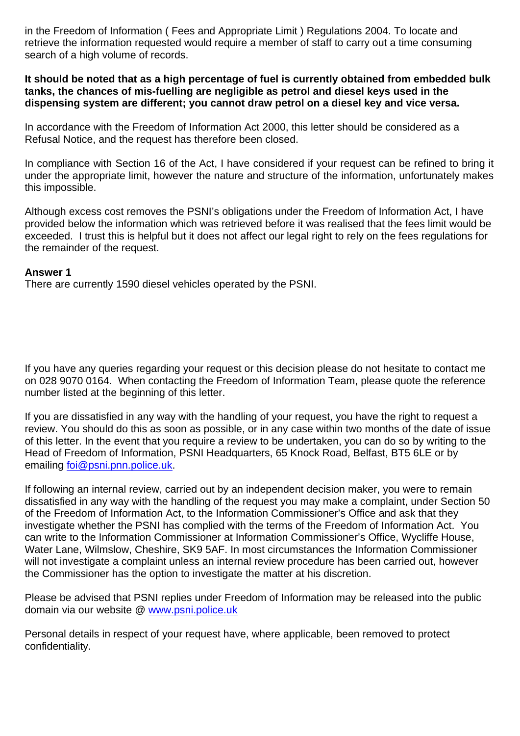in the Freedom of Information ( Fees and Appropriate Limit ) Regulations 2004. To locate and retrieve the information requested would require a member of staff to carry out a time consuming search of a high volume of records.

**It should be noted that as a high percentage of fuel is currently obtained from embedded bulk tanks, the chances of mis-fuelling are negligible as petrol and diesel keys used in the dispensing system are different; you cannot draw petrol on a diesel key and vice versa.**

In accordance with the Freedom of Information Act 2000, this letter should be considered as a Refusal Notice, and the request has therefore been closed.

In compliance with Section 16 of the Act, I have considered if your request can be refined to bring it under the appropriate limit, however the nature and structure of the information, unfortunately makes this impossible.

Although excess cost removes the PSNI's obligations under the Freedom of Information Act, I have provided below the information which was retrieved before it was realised that the fees limit would be exceeded. I trust this is helpful but it does not affect our legal right to rely on the fees regulations for the remainder of the request.

**Answer 1**
There are currently 1590 diesel vehicles operated by the PSNI.

If you have any queries regarding your request or this decision please do not hesitate to contact me on 028 9070 0164. When contacting the Freedom of Information Team, please quote the reference number listed at the beginning of this letter.

If you are dissatisfied in any way with the handling of your request, you have the right to request a review. You should do this as soon as possible, or in any case within two months of the date of issue of this letter. In the event that you require a review to be undertaken, you can do so by writing to the Head of Freedom of Information, PSNI Headquarters, 65 Knock Road, Belfast, BT5 6LE or by emailing foi@psni.pnn.police.uk.

If following an internal review, carried out by an independent decision maker, you were to remain dissatisfied in any way with the handling of the request you may make a complaint, under Section 50 of the Freedom of Information Act, to the Information Commissioner's Office and ask that they investigate whether the PSNI has complied with the terms of the Freedom of Information Act. You can write to the Information Commissioner at Information Commissioner's Office, Wycliffe House, Water Lane, Wilmslow, Cheshire, SK9 5AF. In most circumstances the Information Commissioner will not investigate a complaint unless an internal review procedure has been carried out, however the Commissioner has the option to investigate the matter at his discretion.

Please be advised that PSNI replies under Freedom of Information may be released into the public domain via our website @ www.psni.police.uk

Personal details in respect of your request have, where applicable, been removed to protect confidentiality.